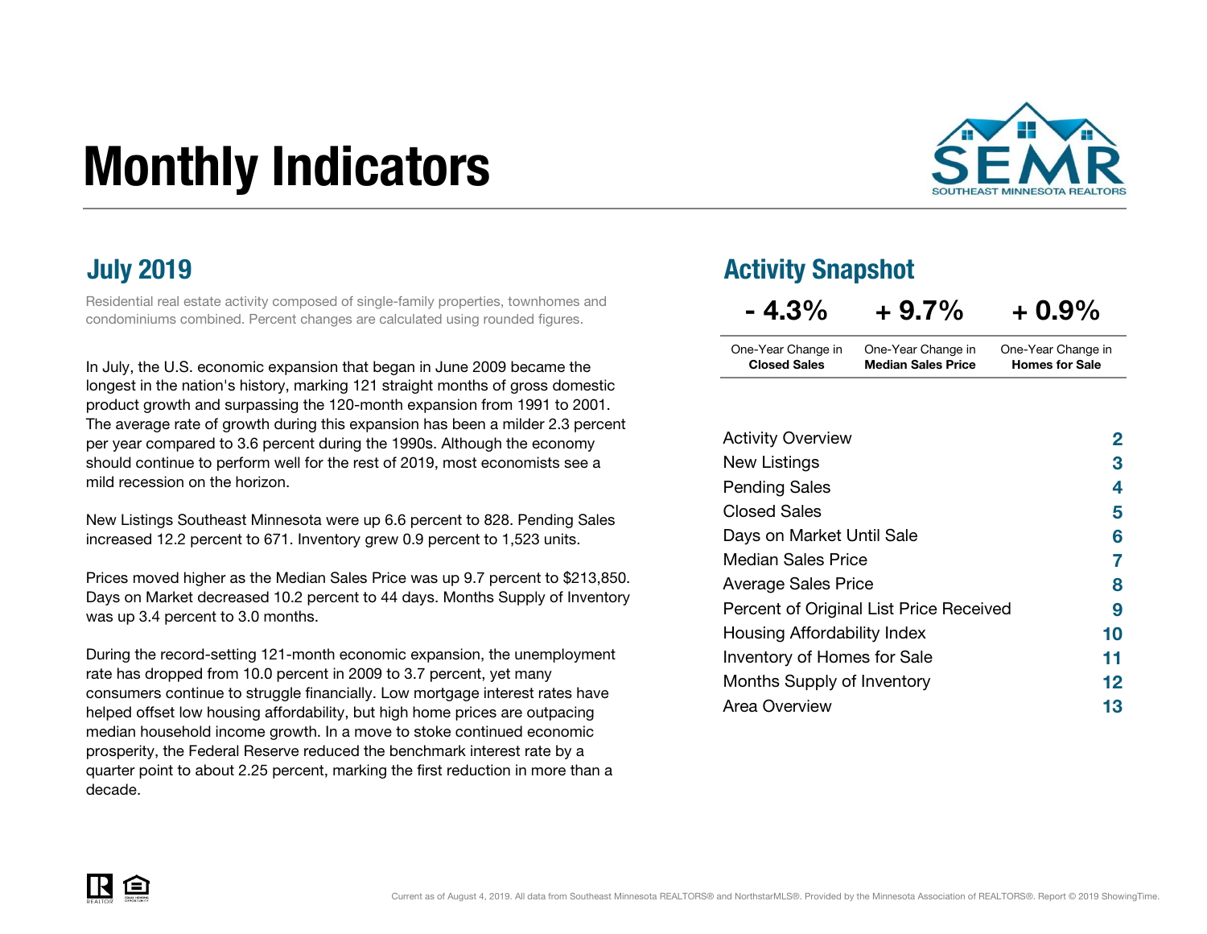# Monthly Indicators

SOUTHEAST MINNESOTA REALTORS

## July 2019

Residential real estate activity composed of single-family properties, townhomes and condominiums combined. Percent changes are calculated using rounded figures.

In July, the U.S. economic expansion that began in June 2009 became the longest in the nation's history, marking 121 straight months of gross domestic product growth and surpassing the 120-month expansion from 1991 to 2001. The average rate of growth during this expansion has been a milder 2.3 percent per year compared to 3.6 percent during the 1990s. Although the economy should continue to perform well for the rest of 2019, most economists see a mild recession on the horizon.

New Listings Southeast Minnesota were up 6.6 percent to 828. Pending Sales increased 12.2 percent to 671. Inventory grew 0.9 percent to 1,523 units.

Prices moved higher as the Median Sales Price was up 9.7 percent to $213,850. Days on Market decreased 10.2 percent to 44 days. Months Supply of Inventory was up 3.4 percent to 3.0 months.

During the record-setting 121-month economic expansion, the unemployment rate has dropped from 10.0 percent in 2009 to 3.7 percent, yet many consumers continue to struggle financially. Low mortgage interest rates have helped offset low housing affordability, but high home prices are outpacing median household income growth. In a move to stoke continued economic prosperity, the Federal Reserve reduced the benchmark interest rate by a quarter point to about 2.25 percent, marking the first reduction in more than a decade.

## Activity Snapshot

| - 4.3% | + 9.7% | + 0.9% |
|---|---|---|
| One-Year Change in **Closed Sales** | One-Year Change in **Median Sales Price** | One-Year Change in **Homes for Sale** |

| | |
|---|---|
| Activity Overview | 2 |
| New Listings | 3 |
| Pending Sales | 4 |
| Closed Sales | 5 |
| Days on Market Until Sale | 6 |
| Median Sales Price | 7 |
| Average Sales Price | 8 |
| Percent of Original List Price Received | 9 |
| Housing Affordability Index | 10 |
| Inventory of Homes for Sale | 11 |
| Months Supply of Inventory | 12 |
| Area Overview | 13 |

Current as of August 4, 2019. All data from Southeast Minnesota REALTORS® and NorthstarMLS®. Provided by the Minnesota Association of REALTORS®. Report © 2019 ShowingTime.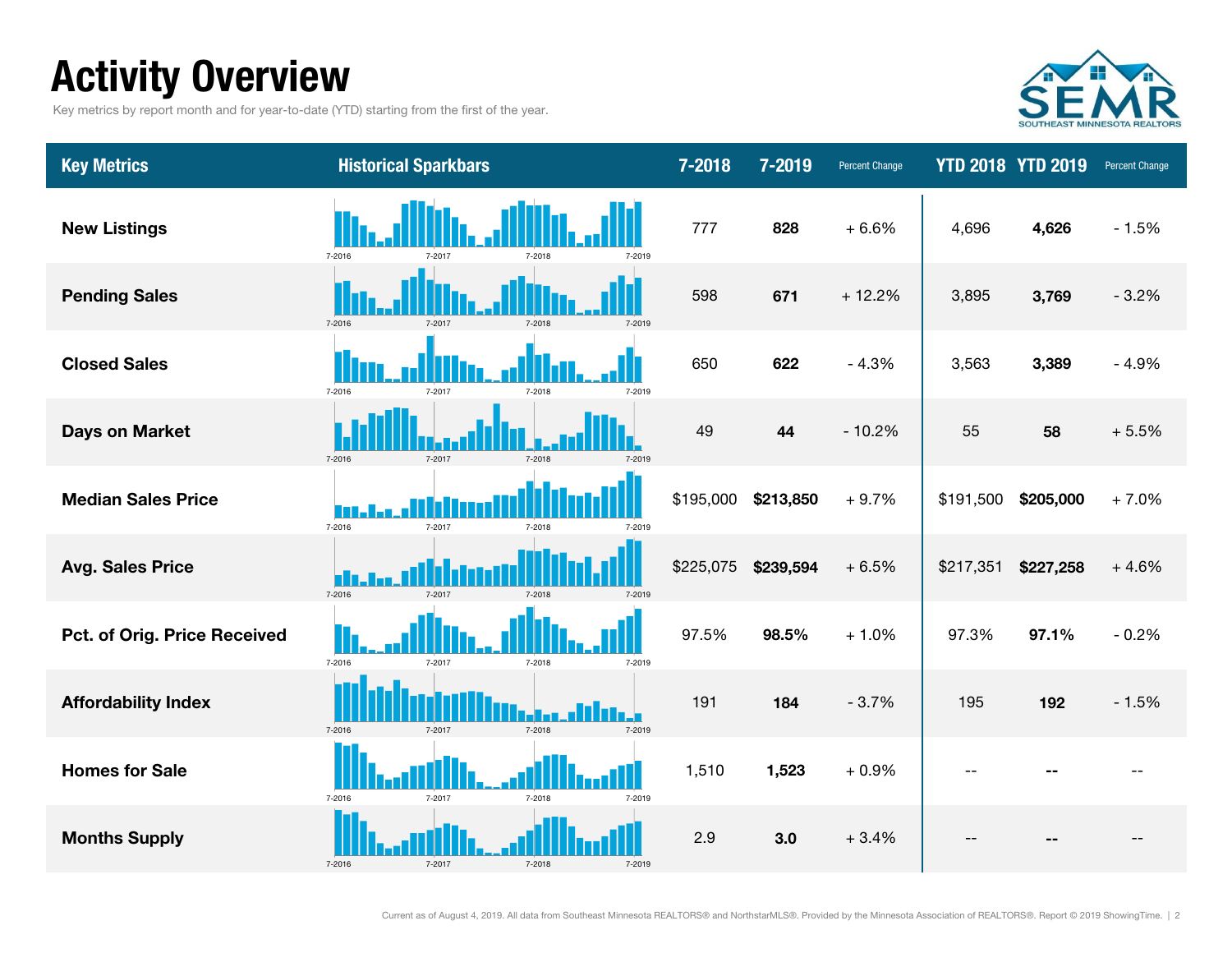# Activity Overview

Key metrics by report month and for year-to-date (YTD) starting from the first of the year.

| Key Metrics | Historical Sparkbars | 7-2018 | 7-2019 | Percent Change | YTD 2018 | YTD 2019 | Percent Change |
|---|---|---|---|---|---|---|---|
| New Listings | 7-2016 7-2017 7-2018 7-2019 | 777 | **828** | + 6.6% | 4,696 | **4,626** | - 1.5% |
| Pending Sales | 7-2016 7-2017 7-2018 7-2019 | 598 | **671** | + 12.2% | 3,895 | **3,769** | - 3.2% |
| Closed Sales | 7-2016 7-2017 7-2018 7-2019 | 650 | **622** | - 4.3% | 3,563 | **3,389** | - 4.9% |
| Days on Market | 7-2016 7-2017 7-2018 7-2019 | 49 | **44** | - 10.2% | 55 | **58** | + 5.5% |
| Median Sales Price | 7-2016 7-2017 7-2018 7-2019 | $195,000 | **$213,850** | + 9.7% | $191,500 | **$205,000** | + 7.0% |
| Avg. Sales Price | 7-2016 7-2017 7-2018 7-2019 | $225,075 | **$239,594** | + 6.5% | $217,351 | **$227,258** | + 4.6% |
| Pct. of Orig. Price Received | 7-2016 7-2017 7-2018 7-2019 | 97.5% | **98.5%** | + 1.0% | 97.3% | **97.1%** | - 0.2% |
| Affordability Index | 7-2016 7-2017 7-2018 7-2019 | 191 | **184** | - 3.7% | 195 | **192** | - 1.5% |
| Homes for Sale | 7-2016 7-2017 7-2018 7-2019 | 1,510 | **1,523** | + 0.9% | -- | **--** | -- |
| Months Supply | 7-2016 7-2017 7-2018 7-2019 | 2.9 | **3.0** | + 3.4% | -- | **--** | -- |

Current as of August 4, 2019. All data from Southeast Minnesota REALTORS® and NorthstarMLS®. Provided by the Minnesota Association of REALTORS®. Report © 2019 ShowingTime.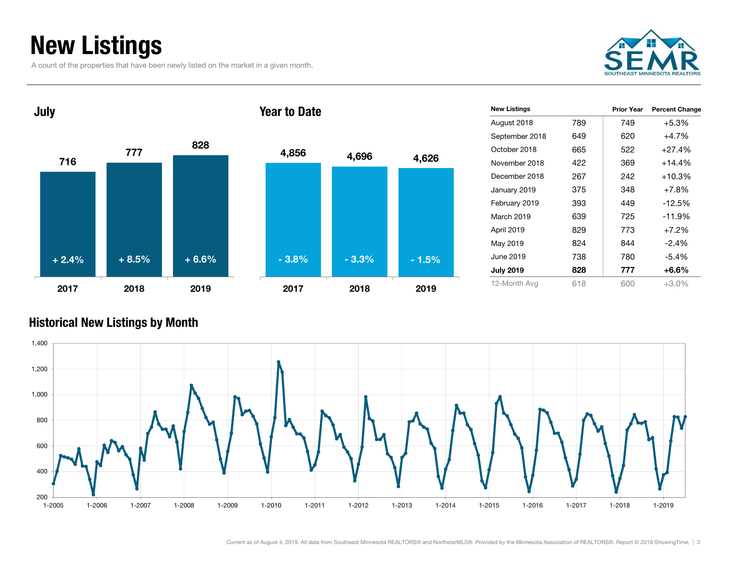# New Listings

A count of the properties that have been newly listed on the market in a given month.

SEMR
SOUTHEAST MINNESOTA REALTORS

## July

| | 2017 | 2018 | 2019 |
|---|---|---|---|
| New Listings | 716 | 777 | 828 |
| Change | + 2.4% | + 8.5% | + 6.6% |

## Year to Date

| | 2017 | 2018 | 2019 |
|---|---|---|---|
| New Listings | 4,856 | 4,696 | 4,626 |
| Change | - 3.8% | - 3.3% | - 1.5% |

| New Listings | | Prior Year | Percent Change |
|---|---|---|---|
| August 2018 | 789 | 749 | +5.3% |
| September 2018 | 649 | 620 | +4.7% |
| October 2018 | 665 | 522 | +27.4% |
| November 2018 | 422 | 369 | +14.4% |
| December 2018 | 267 | 242 | +10.3% |
| January 2019 | 375 | 348 | +7.8% |
| February 2019 | 393 | 449 | -12.5% |
| March 2019 | 639 | 725 | -11.9% |
| April 2019 | 829 | 773 | +7.2% |
| May 2019 | 824 | 844 | -2.4% |
| June 2019 | 738 | 780 | -5.4% |
| **July 2019** | **828** | **777** | **+6.6%** |
| 12-Month Avg | 618 | 600 | +3.0% |

## Historical New Listings by Month

Current as of August 4, 2019. All data from Southeast Minnesota REALTORS® and NorthstarMLS®. Provided by the Minnesota Association of REALTORS®. Report © 2019 ShowingTime.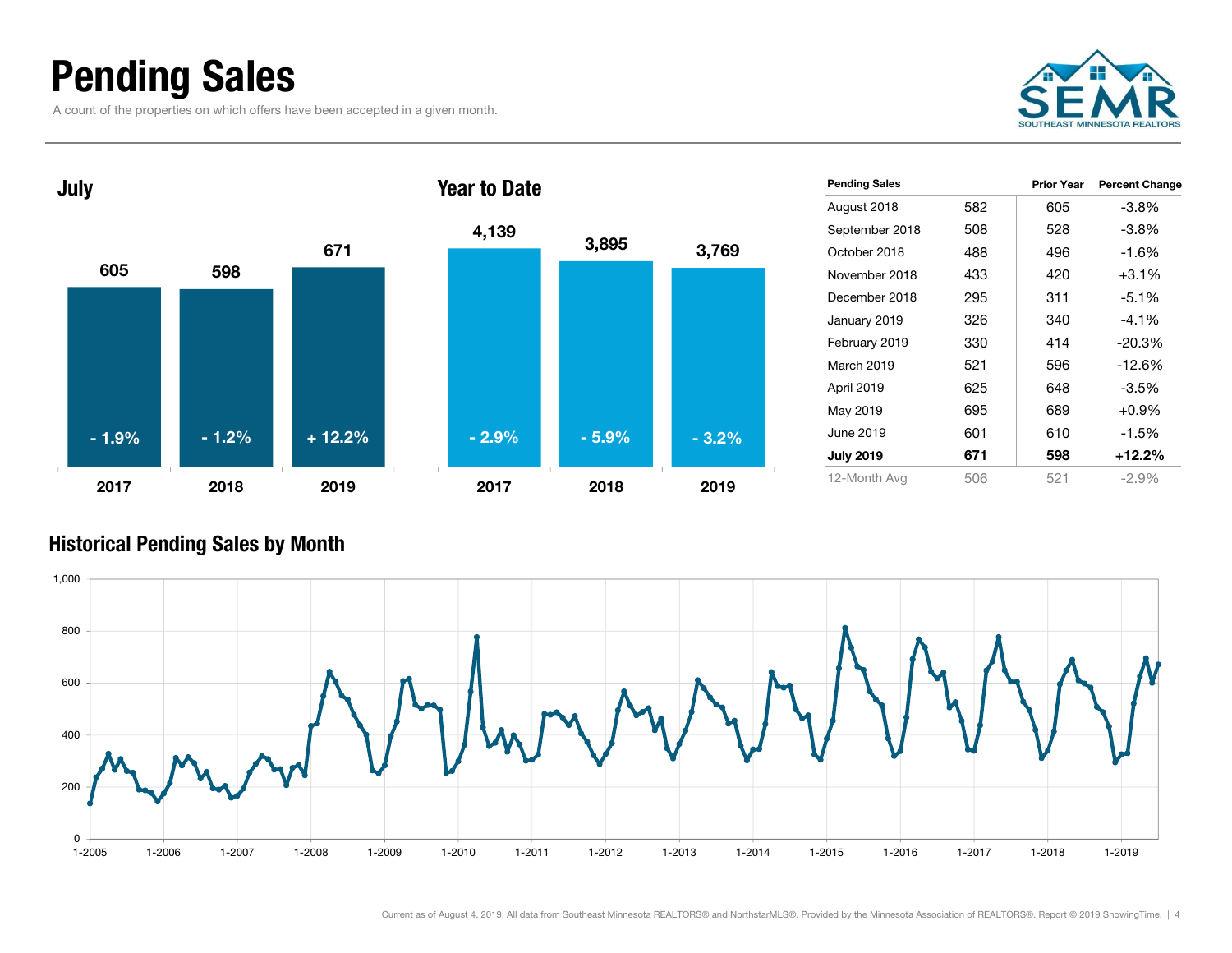# Pending Sales

A count of the properties on which offers have been accepted in a given month.

### July

| | 2017 | 2018 | 2019 |
|---|---|---|---|
| Pending Sales | 605 | 598 | 671 |
| Change | - 1.9% | - 1.2% | + 12.2% |

### Year to Date

| | 2017 | 2018 | 2019 |
|---|---|---|---|
| Pending Sales | 4,139 | 3,895 | 3,769 |
| Change | - 2.9% | - 5.9% | - 3.2% |

| Pending Sales | | Prior Year | Percent Change |
|---|---|---|---|
| August 2018 | 582 | 605 | -3.8% |
| September 2018 | 508 | 528 | -3.8% |
| October 2018 | 488 | 496 | -1.6% |
| November 2018 | 433 | 420 | +3.1% |
| December 2018 | 295 | 311 | -5.1% |
| January 2019 | 326 | 340 | -4.1% |
| February 2019 | 330 | 414 | -20.3% |
| March 2019 | 521 | 596 | -12.6% |
| April 2019 | 625 | 648 | -3.5% |
| May 2019 | 695 | 689 | +0.9% |
| June 2019 | 601 | 610 | -1.5% |
| **July 2019** | **671** | **598** | **+12.2%** |
| 12-Month Avg | 506 | 521 | -2.9% |

### Historical Pending Sales by Month

Current as of August 4, 2019. All data from Southeast Minnesota REALTORS® and NorthstarMLS®. Provided by the Minnesota Association of REALTORS®. Report © 2019 ShowingTime.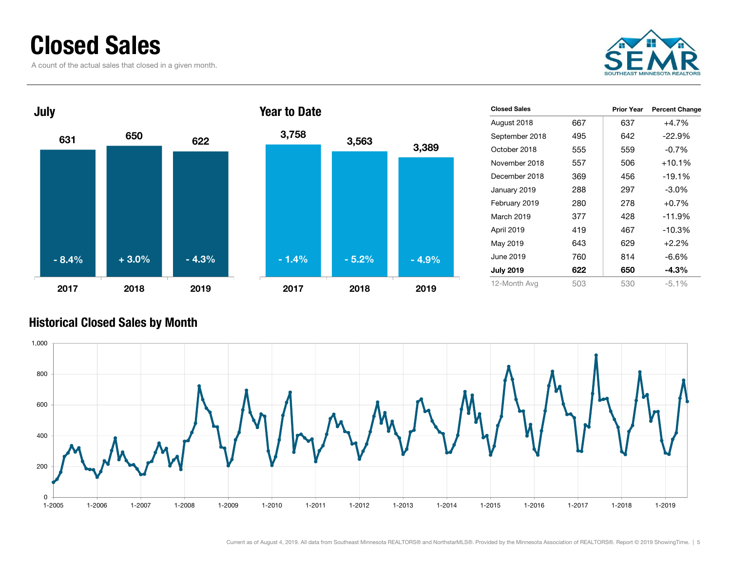# Closed Sales

A count of the actual sales that closed in a given month.

SEMR
SOUTHEAST MINNESOTA REALTORS

## July

| | 2017 | 2018 | 2019 |
|---|---|---|---|
| Closed Sales | 631 | 650 | 622 |
| Change | - 8.4% | + 3.0% | - 4.3% |

## Year to Date

| | 2017 | 2018 | 2019 |
|---|---|---|---|
| Closed Sales | 3,758 | 3,563 | 3,389 |
| Change | - 1.4% | - 5.2% | - 4.9% |

| Closed Sales | | Prior Year | Percent Change |
|---|---|---|---|
| August 2018 | 667 | 637 | +4.7% |
| September 2018 | 495 | 642 | -22.9% |
| October 2018 | 555 | 559 | -0.7% |
| November 2018 | 557 | 506 | +10.1% |
| December 2018 | 369 | 456 | -19.1% |
| January 2019 | 288 | 297 | -3.0% |
| February 2019 | 280 | 278 | +0.7% |
| March 2019 | 377 | 428 | -11.9% |
| April 2019 | 419 | 467 | -10.3% |
| May 2019 | 643 | 629 | +2.2% |
| June 2019 | 760 | 814 | -6.6% |
| **July 2019** | **622** | **650** | **-4.3%** |
| 12-Month Avg | 503 | 530 | -5.1% |

## Historical Closed Sales by Month

Current as of August 4, 2019. All data from Southeast Minnesota REALTORS® and NorthstarMLS®. Provided by the Minnesota Association of REALTORS®. Report © 2019 ShowingTime.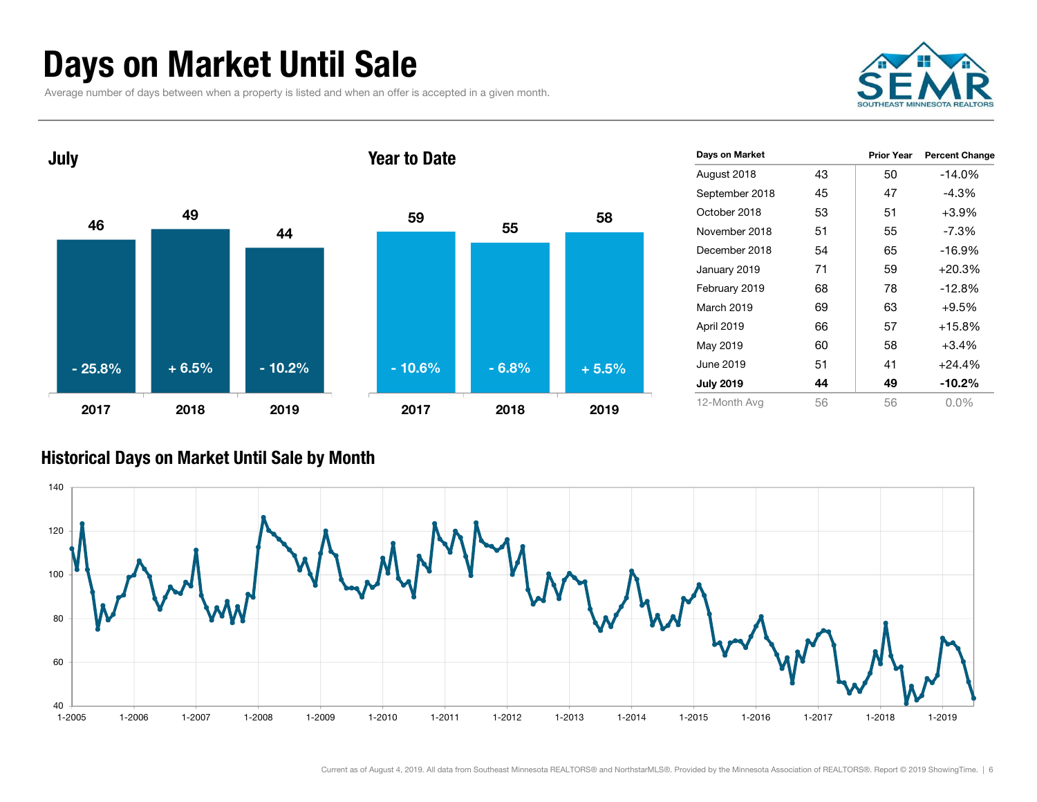# Days on Market Until Sale

Average number of days between when a property is listed and when an offer is accepted in a given month.

### July

| | 2017 | 2018 | 2019 |
|---|---|---|---|
| Days | 46 | 49 | 44 |
| Change | - 25.8% | + 6.5% | - 10.2% |

### Year to Date

| | 2017 | 2018 | 2019 |
|---|---|---|---|
| Days | 59 | 55 | 58 |
| Change | - 10.6% | - 6.8% | + 5.5% |

| Days on Market | | Prior Year | Percent Change |
|---|---|---|---|
| August 2018 | 43 | 50 | -14.0% |
| September 2018 | 45 | 47 | -4.3% |
| October 2018 | 53 | 51 | +3.9% |
| November 2018 | 51 | 55 | -7.3% |
| December 2018 | 54 | 65 | -16.9% |
| January 2019 | 71 | 59 | +20.3% |
| February 2019 | 68 | 78 | -12.8% |
| March 2019 | 69 | 63 | +9.5% |
| April 2019 | 66 | 57 | +15.8% |
| May 2019 | 60 | 58 | +3.4% |
| June 2019 | 51 | 41 | +24.4% |
| **July 2019** | **44** | **49** | **-10.2%** |
| 12-Month Avg | 56 | 56 | 0.0% |

### Historical Days on Market Until Sale by Month

Current as of August 4, 2019. All data from Southeast Minnesota REALTORS® and NorthstarMLS®. Provided by the Minnesota Association of REALTORS®. Report © 2019 ShowingTime.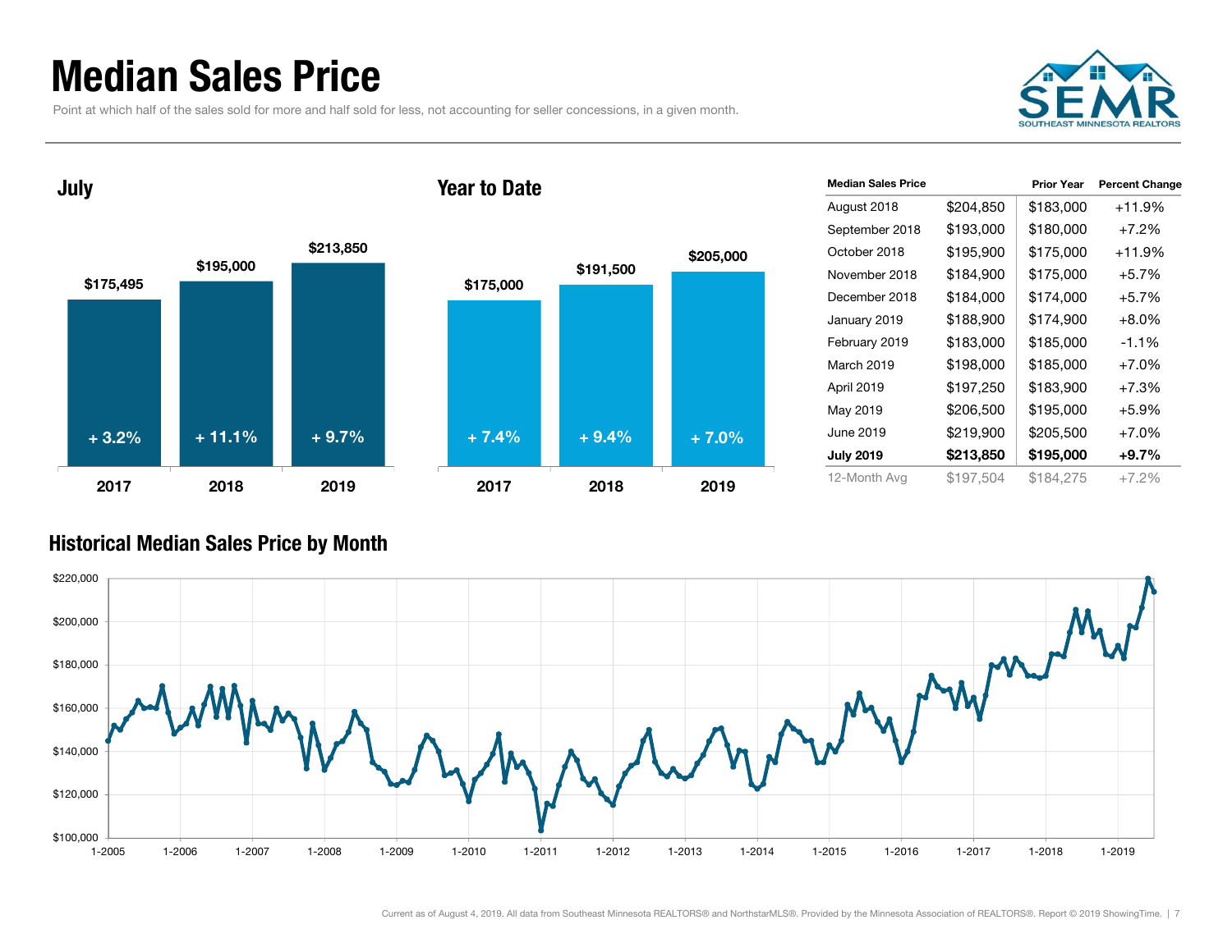# Median Sales Price

Point at which half of the sales sold for more and half sold for less, not accounting for seller concessions, in a given month.

## July

| | 2017 | 2018 | 2019 |
|---|---|---|---|
| Median Sales Price | $175,495 | $195,000 | $213,850 |
| Change | + 3.2% | + 11.1% | + 9.7% |

## Year to Date

| | 2017 | 2018 | 2019 |
|---|---|---|---|
| Median Sales Price | $175,000 | $191,500 | $205,000 |
| Change | + 7.4% | + 9.4% | + 7.0% |

| Median Sales Price | | Prior Year | Percent Change |
|---|---|---|---|
| August 2018 | $204,850 | $183,000 | +11.9% |
| September 2018 | $193,000 | $180,000 | +7.2% |
| October 2018 | $195,900 | $175,000 | +11.9% |
| November 2018 | $184,900 | $175,000 | +5.7% |
| December 2018 | $184,000 | $174,000 | +5.7% |
| January 2019 | $188,900 | $174,900 | +8.0% |
| February 2019 | $183,000 | $185,000 | -1.1% |
| March 2019 | $198,000 | $185,000 | +7.0% |
| April 2019 | $197,250 | $183,900 | +7.3% |
| May 2019 | $206,500 | $195,000 | +5.9% |
| June 2019 | $219,900 | $205,500 | +7.0% |
| **July 2019** | **$213,850** | **$195,000** | **+9.7%** |
| 12-Month Avg | $197,504 | $184,275 | +7.2% |

## Historical Median Sales Price by Month

Current as of August 4, 2019. All data from Southeast Minnesota REALTORS® and NorthstarMLS®. Provided by the Minnesota Association of REALTORS®. Report © 2019 ShowingTime.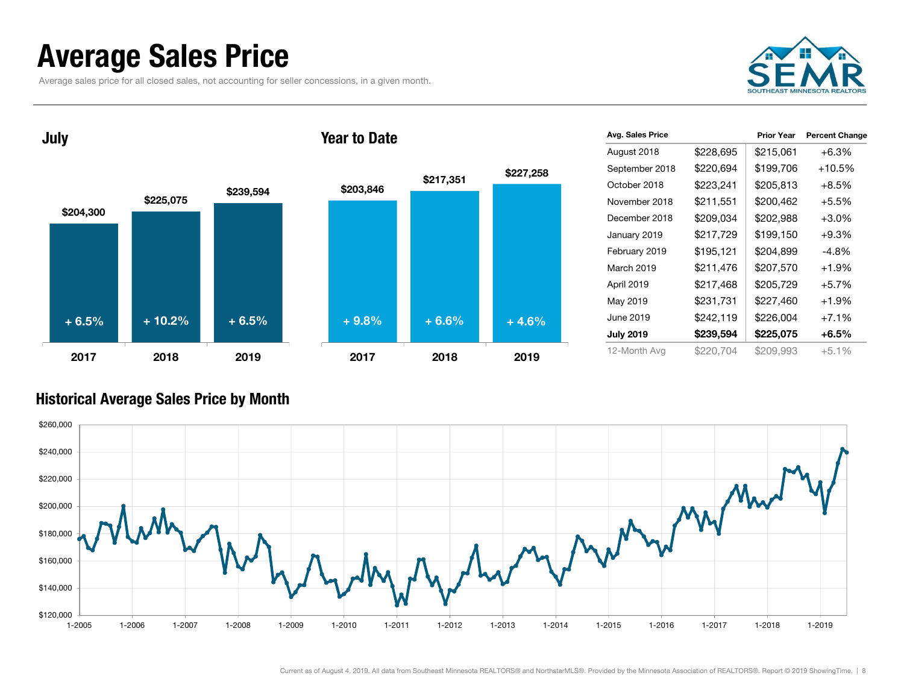# Average Sales Price

Average sales price for all closed sales, not accounting for seller concessions, in a given month.

## July

| Year | Avg. Sales Price | Change |
| --- | --- | --- |
| 2017 | $204,300 | + 6.5% |
| 2018 | $225,075 | + 10.2% |
| 2019 | $239,594 | + 6.5% |

## Year to Date

| Year | Avg. Sales Price | Change |
| --- | --- | --- |
| 2017 | $203,846 | + 9.8% |
| 2018 | $217,351 | + 6.6% |
| 2019 | $227,258 | + 4.6% |

| Avg. Sales Price | | Prior Year | Percent Change |
| --- | --- | --- | --- |
| August 2018 | $228,695 | $215,061 | +6.3% |
| September 2018 | $220,694 | $199,706 | +10.5% |
| October 2018 | $223,241 | $205,813 | +8.5% |
| November 2018 | $211,551 | $200,462 | +5.5% |
| December 2018 | $209,034 | $202,988 | +3.0% |
| January 2019 | $217,729 | $199,150 | +9.3% |
| February 2019 | $195,121 | $204,899 | -4.8% |
| March 2019 | $211,476 | $207,570 | +1.9% |
| April 2019 | $217,468 | $205,729 | +5.7% |
| May 2019 | $231,731 | $227,460 | +1.9% |
| June 2019 | $242,119 | $226,004 | +7.1% |
| **July 2019** | **$239,594** | **$225,075** | **+6.5%** |
| 12-Month Avg | $220,704 | $209,993 | +5.1% |

## Historical Average Sales Price by Month

Current as of August 4, 2019. All data from Southeast Minnesota REALTORS® and NorthstarMLS®. Provided by the Minnesota Association of REALTORS®. Report © 2019 ShowingTime.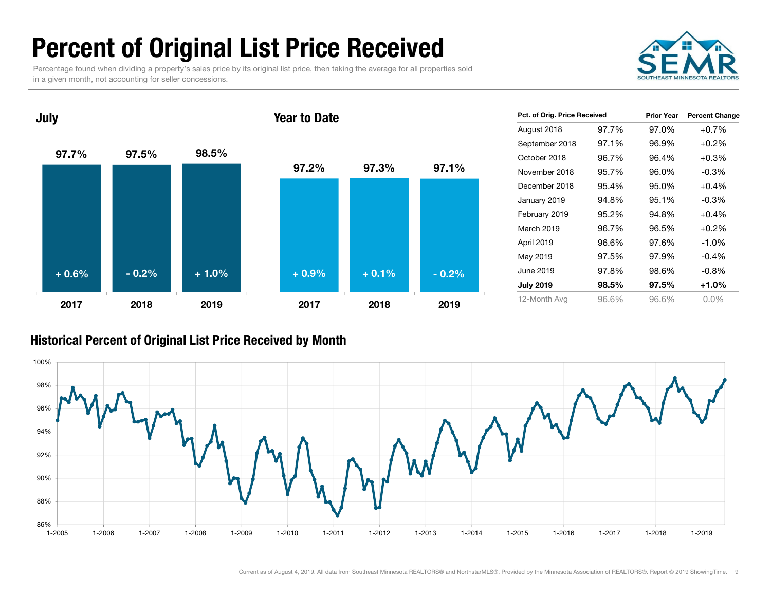# Percent of Original List Price Received

Percentage found when dividing a property's sales price by its original list price, then taking the average for all properties sold in a given month, not accounting for seller concessions.

## July

| | 2017 | 2018 | 2019 |
|---|---|---|---|
| Value | 97.7% | 97.5% | 98.5% |
| Change | + 0.6% | - 0.2% | + 1.0% |

## Year to Date

| | 2017 | 2018 | 2019 |
|---|---|---|---|
| Value | 97.2% | 97.3% | 97.1% |
| Change | + 0.9% | + 0.1% | - 0.2% |

| Pct. of Orig. Price Received | | Prior Year | Percent Change |
|---|---|---|---|
| August 2018 | 97.7% | 97.0% | +0.7% |
| September 2018 | 97.1% | 96.9% | +0.2% |
| October 2018 | 96.7% | 96.4% | +0.3% |
| November 2018 | 95.7% | 96.0% | -0.3% |
| December 2018 | 95.4% | 95.0% | +0.4% |
| January 2019 | 94.8% | 95.1% | -0.3% |
| February 2019 | 95.2% | 94.8% | +0.4% |
| March 2019 | 96.7% | 96.5% | +0.2% |
| April 2019 | 96.6% | 97.6% | -1.0% |
| May 2019 | 97.5% | 97.9% | -0.4% |
| June 2019 | 97.8% | 98.6% | -0.8% |
| **July 2019** | **98.5%** | **97.5%** | **+1.0%** |
| 12-Month Avg | 96.6% | 96.6% | 0.0% |

## Historical Percent of Original List Price Received by Month

Current as of August 4, 2019. All data from Southeast Minnesota REALTORS® and NorthstarMLS®. Provided by the Minnesota Association of REALTORS®. Report © 2019 ShowingTime.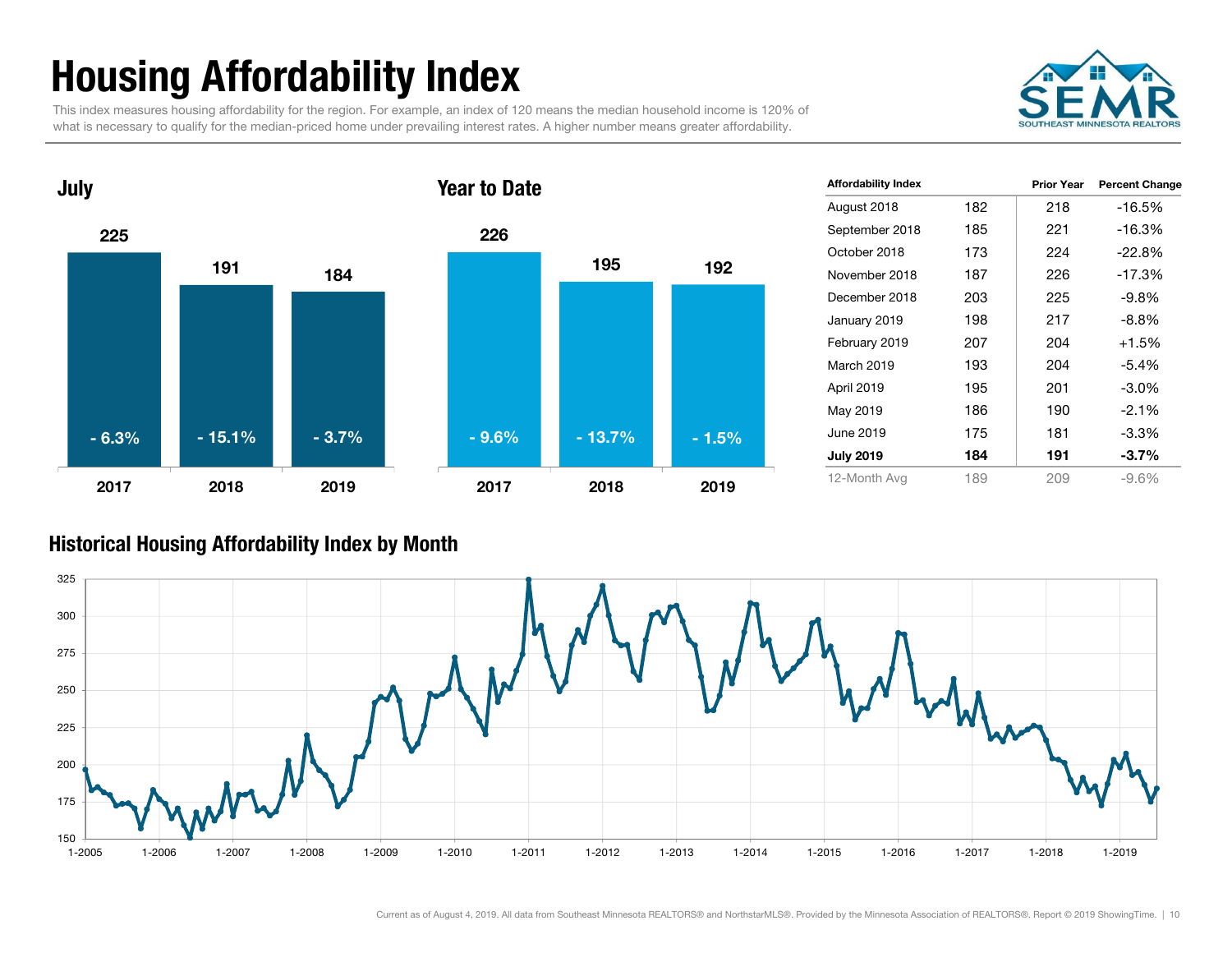# Housing Affordability Index

This index measures housing affordability for the region. For example, an index of 120 means the median household income is 120% of what is necessary to qualify for the median-priced home under prevailing interest rates. A higher number means greater affordability.

SEMR SOUTHEAST MINNESOTA REALTORS

## July

| | 2017 | 2018 | 2019 |
|---|---|---|---|
| Index | 225 | 191 | 184 |
| Change | - 6.3% | - 15.1% | - 3.7% |

## Year to Date

| | 2017 | 2018 | 2019 |
|---|---|---|---|
| Index | 226 | 195 | 192 |
| Change | - 9.6% | - 13.7% | - 1.5% |

| Affordability Index | | Prior Year | Percent Change |
|---|---|---|---|
| August 2018 | 182 | 218 | -16.5% |
| September 2018 | 185 | 221 | -16.3% |
| October 2018 | 173 | 224 | -22.8% |
| November 2018 | 187 | 226 | -17.3% |
| December 2018 | 203 | 225 | -9.8% |
| January 2019 | 198 | 217 | -8.8% |
| February 2019 | 207 | 204 | +1.5% |
| March 2019 | 193 | 204 | -5.4% |
| April 2019 | 195 | 201 | -3.0% |
| May 2019 | 186 | 190 | -2.1% |
| June 2019 | 175 | 181 | -3.3% |
| **July 2019** | **184** | **191** | **-3.7%** |
| 12-Month Avg | 189 | 209 | -9.6% |

## Historical Housing Affordability Index by Month

Current as of August 4, 2019. All data from Southeast Minnesota REALTORS® and NorthstarMLS®. Provided by the Minnesota Association of REALTORS®. Report © 2019 ShowingTime.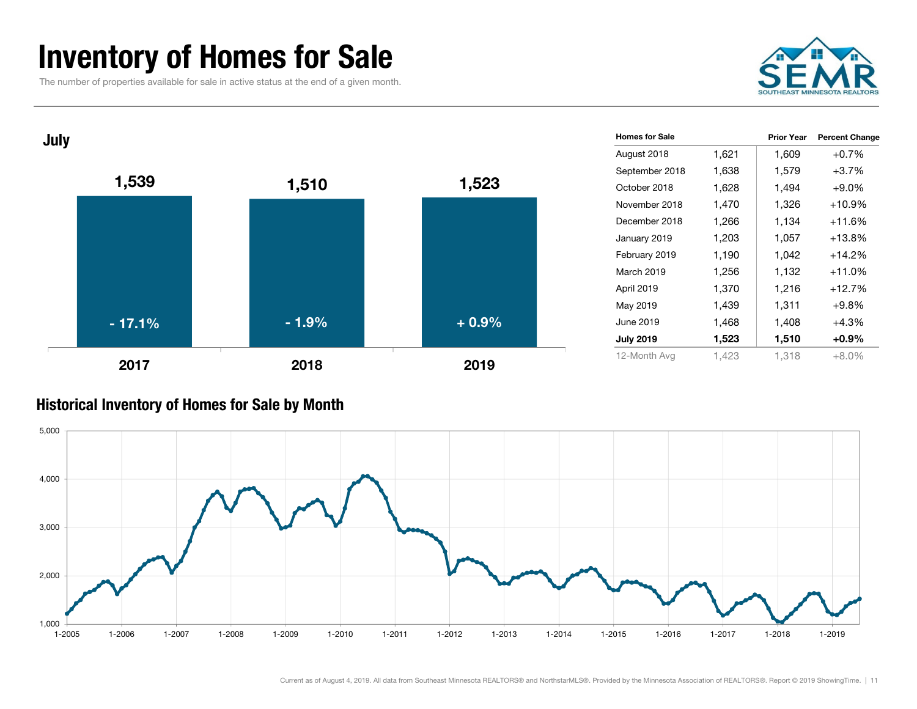# Inventory of Homes for Sale

The number of properties available for sale in active status at the end of a given month.

SEMR
SOUTHEAST MINNESOTA REALTORS

## July

| | 2017 | 2018 | 2019 |
|---|---|---|---|
| Homes for Sale | 1,539 | 1,510 | 1,523 |
| Change | - 17.1% | - 1.9% | + 0.9% |

| Homes for Sale | | Prior Year | Percent Change |
|---|---|---|---|
| August 2018 | 1,621 | 1,609 | +0.7% |
| September 2018 | 1,638 | 1,579 | +3.7% |
| October 2018 | 1,628 | 1,494 | +9.0% |
| November 2018 | 1,470 | 1,326 | +10.9% |
| December 2018 | 1,266 | 1,134 | +11.6% |
| January 2019 | 1,203 | 1,057 | +13.8% |
| February 2019 | 1,190 | 1,042 | +14.2% |
| March 2019 | 1,256 | 1,132 | +11.0% |
| April 2019 | 1,370 | 1,216 | +12.7% |
| May 2019 | 1,439 | 1,311 | +9.8% |
| June 2019 | 1,468 | 1,408 | +4.3% |
| **July 2019** | **1,523** | **1,510** | **+0.9%** |
| 12-Month Avg | 1,423 | 1,318 | +8.0% |

## Historical Inventory of Homes for Sale by Month

Current as of August 4, 2019. All data from Southeast Minnesota REALTORS® and NorthstarMLS®. Provided by the Minnesota Association of REALTORS®. Report © 2019 ShowingTime.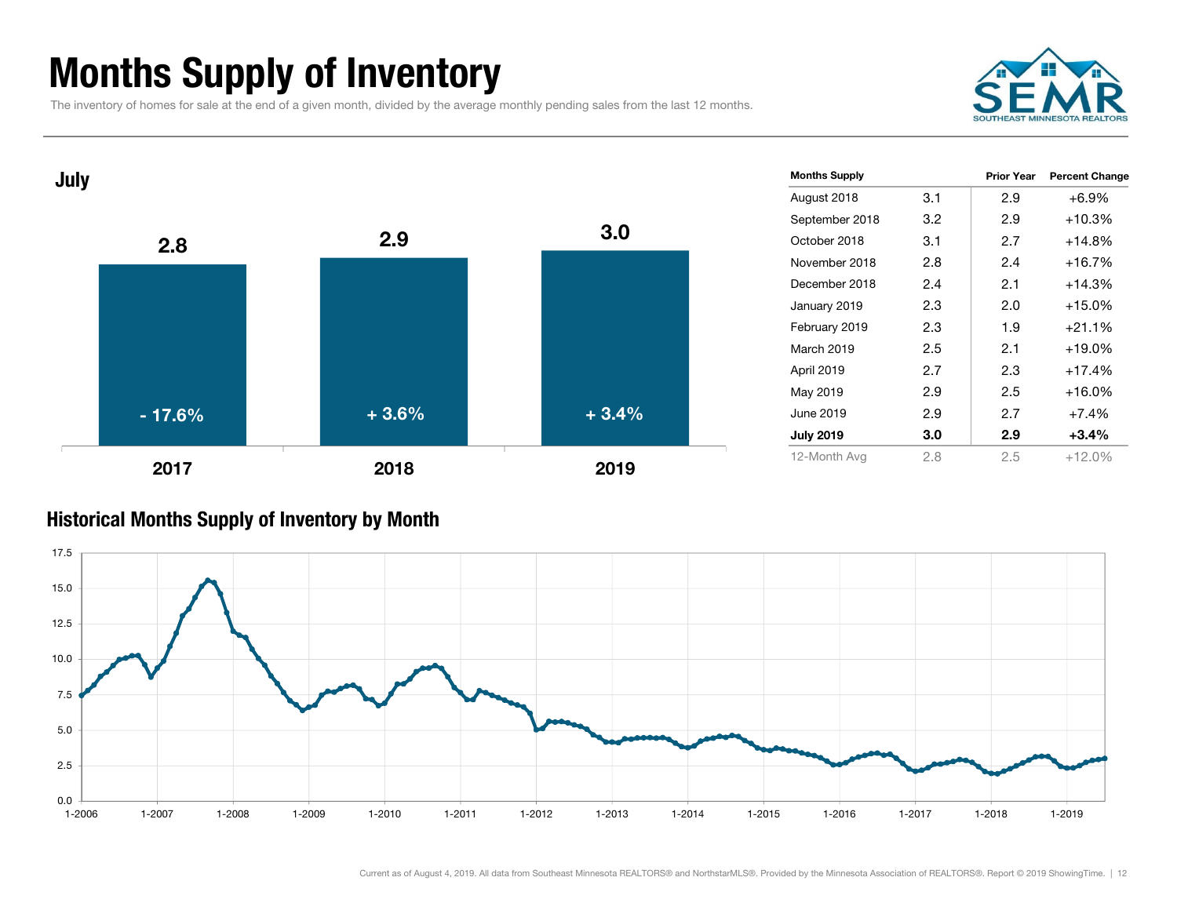# Months Supply of Inventory

The inventory of homes for sale at the end of a given month, divided by the average monthly pending sales from the last 12 months.

## July

| Year | Months Supply | Change |
|---|---|---|
| 2017 | 2.8 | - 17.6% |
| 2018 | 2.9 | + 3.6% |
| 2019 | 3.0 | + 3.4% |

| Months Supply | | Prior Year | Percent Change |
|---|---|---|---|
| August 2018 | 3.1 | 2.9 | +6.9% |
| September 2018 | 3.2 | 2.9 | +10.3% |
| October 2018 | 3.1 | 2.7 | +14.8% |
| November 2018 | 2.8 | 2.4 | +16.7% |
| December 2018 | 2.4 | 2.1 | +14.3% |
| January 2019 | 2.3 | 2.0 | +15.0% |
| February 2019 | 2.3 | 1.9 | +21.1% |
| March 2019 | 2.5 | 2.1 | +19.0% |
| April 2019 | 2.7 | 2.3 | +17.4% |
| May 2019 | 2.9 | 2.5 | +16.0% |
| June 2019 | 2.9 | 2.7 | +7.4% |
| **July 2019** | **3.0** | **2.9** | **+3.4%** |
| 12-Month Avg | 2.8 | 2.5 | +12.0% |

## Historical Months Supply of Inventory by Month

Current as of August 4, 2019. All data from Southeast Minnesota REALTORS® and NorthstarMLS®. Provided by the Minnesota Association of REALTORS®. Report © 2019 ShowingTime.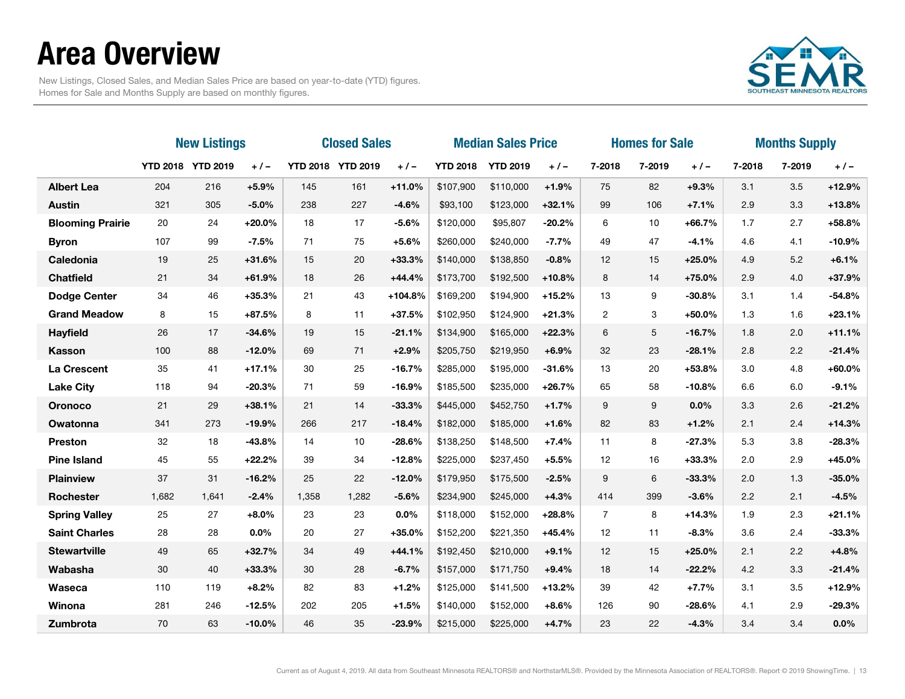# Area Overview

New Listings, Closed Sales, and Median Sales Price are based on year-to-date (YTD) figures.
Homes for Sale and Months Supply are based on monthly figures.

| | New Listings | | | Closed Sales | | | Median Sales Price | | | Homes for Sale | | | Months Supply | | |
|---|---|---|---|---|---|---|---|---|---|---|---|---|---|---|---|
| | YTD 2018 | YTD 2019 | + / – | YTD 2018 | YTD 2019 | + / – | YTD 2018 | YTD 2019 | + / – | 7-2018 | 7-2019 | + / – | 7-2018 | 7-2019 | + / – |
| **Albert Lea** | 204 | 216 | **+5.9%** | 145 | 161 | **+11.0%** | $107,900 | $110,000 | **+1.9%** | 75 | 82 | **+9.3%** | 3.1 | 3.5 | **+12.9%** |
| **Austin** | 321 | 305 | **-5.0%** | 238 | 227 | **-4.6%** | $93,100 | $123,000 | **+32.1%** | 99 | 106 | **+7.1%** | 2.9 | 3.3 | **+13.8%** |
| **Blooming Prairie** | 20 | 24 | **+20.0%** | 18 | 17 | **-5.6%** | $120,000 | $95,807 | **-20.2%** | 6 | 10 | **+66.7%** | 1.7 | 2.7 | **+58.8%** |
| **Byron** | 107 | 99 | **-7.5%** | 71 | 75 | **+5.6%** | $260,000 | $240,000 | **-7.7%** | 49 | 47 | **-4.1%** | 4.6 | 4.1 | **-10.9%** |
| **Caledonia** | 19 | 25 | **+31.6%** | 15 | 20 | **+33.3%** | $140,000 | $138,850 | **-0.8%** | 12 | 15 | **+25.0%** | 4.9 | 5.2 | **+6.1%** |
| **Chatfield** | 21 | 34 | **+61.9%** | 18 | 26 | **+44.4%** | $173,700 | $192,500 | **+10.8%** | 8 | 14 | **+75.0%** | 2.9 | 4.0 | **+37.9%** |
| **Dodge Center** | 34 | 46 | **+35.3%** | 21 | 43 | **+104.8%** | $169,200 | $194,900 | **+15.2%** | 13 | 9 | **-30.8%** | 3.1 | 1.4 | **-54.8%** |
| **Grand Meadow** | 8 | 15 | **+87.5%** | 8 | 11 | **+37.5%** | $102,950 | $124,900 | **+21.3%** | 2 | 3 | **+50.0%** | 1.3 | 1.6 | **+23.1%** |
| **Hayfield** | 26 | 17 | **-34.6%** | 19 | 15 | **-21.1%** | $134,900 | $165,000 | **+22.3%** | 6 | 5 | **-16.7%** | 1.8 | 2.0 | **+11.1%** |
| **Kasson** | 100 | 88 | **-12.0%** | 69 | 71 | **+2.9%** | $205,750 | $219,950 | **+6.9%** | 32 | 23 | **-28.1%** | 2.8 | 2.2 | **-21.4%** |
| **La Crescent** | 35 | 41 | **+17.1%** | 30 | 25 | **-16.7%** | $285,000 | $195,000 | **-31.6%** | 13 | 20 | **+53.8%** | 3.0 | 4.8 | **+60.0%** |
| **Lake City** | 118 | 94 | **-20.3%** | 71 | 59 | **-16.9%** | $185,500 | $235,000 | **+26.7%** | 65 | 58 | **-10.8%** | 6.6 | 6.0 | **-9.1%** |
| **Oronoco** | 21 | 29 | **+38.1%** | 21 | 14 | **-33.3%** | $445,000 | $452,750 | **+1.7%** | 9 | 9 | **0.0%** | 3.3 | 2.6 | **-21.2%** |
| **Owatonna** | 341 | 273 | **-19.9%** | 266 | 217 | **-18.4%** | $182,000 | $185,000 | **+1.6%** | 82 | 83 | **+1.2%** | 2.1 | 2.4 | **+14.3%** |
| **Preston** | 32 | 18 | **-43.8%** | 14 | 10 | **-28.6%** | $138,250 | $148,500 | **+7.4%** | 11 | 8 | **-27.3%** | 5.3 | 3.8 | **-28.3%** |
| **Pine Island** | 45 | 55 | **+22.2%** | 39 | 34 | **-12.8%** | $225,000 | $237,450 | **+5.5%** | 12 | 16 | **+33.3%** | 2.0 | 2.9 | **+45.0%** |
| **Plainview** | 37 | 31 | **-16.2%** | 25 | 22 | **-12.0%** | $179,950 | $175,500 | **-2.5%** | 9 | 6 | **-33.3%** | 2.0 | 1.3 | **-35.0%** |
| **Rochester** | 1,682 | 1,641 | **-2.4%** | 1,358 | 1,282 | **-5.6%** | $234,900 | $245,000 | **+4.3%** | 414 | 399 | **-3.6%** | 2.2 | 2.1 | **-4.5%** |
| **Spring Valley** | 25 | 27 | **+8.0%** | 23 | 23 | **0.0%** | $118,000 | $152,000 | **+28.8%** | 7 | 8 | **+14.3%** | 1.9 | 2.3 | **+21.1%** |
| **Saint Charles** | 28 | 28 | **0.0%** | 20 | 27 | **+35.0%** | $152,200 | $221,350 | **+45.4%** | 12 | 11 | **-8.3%** | 3.6 | 2.4 | **-33.3%** |
| **Stewartville** | 49 | 65 | **+32.7%** | 34 | 49 | **+44.1%** | $192,450 | $210,000 | **+9.1%** | 12 | 15 | **+25.0%** | 2.1 | 2.2 | **+4.8%** |
| **Wabasha** | 30 | 40 | **+33.3%** | 30 | 28 | **-6.7%** | $157,000 | $171,750 | **+9.4%** | 18 | 14 | **-22.2%** | 4.2 | 3.3 | **-21.4%** |
| **Waseca** | 110 | 119 | **+8.2%** | 82 | 83 | **+1.2%** | $125,000 | $141,500 | **+13.2%** | 39 | 42 | **+7.7%** | 3.1 | 3.5 | **+12.9%** |
| **Winona** | 281 | 246 | **-12.5%** | 202 | 205 | **+1.5%** | $140,000 | $152,000 | **+8.6%** | 126 | 90 | **-28.6%** | 4.1 | 2.9 | **-29.3%** |
| **Zumbrota** | 70 | 63 | **-10.0%** | 46 | 35 | **-23.9%** | $215,000 | $225,000 | **+4.7%** | 23 | 22 | **-4.3%** | 3.4 | 3.4 | **0.0%** |

Current as of August 4, 2019. All data from Southeast Minnesota REALTORS® and NorthstarMLS®. Provided by the Minnesota Association of REALTORS®. Report © 2019 ShowingTime.